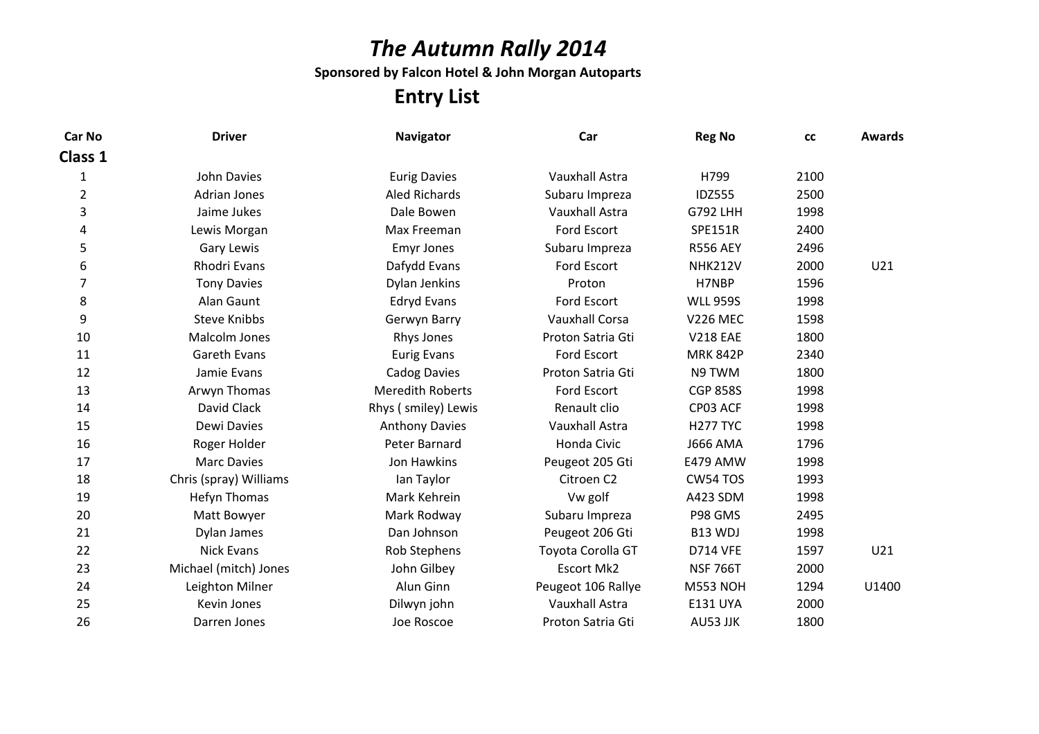# *The Autumn Rally 2014*

**Sponsored by Falcon Hotel & John Morgan Autoparts**

## Entry List

| Car No | Driver | Navigator | Car | Reg No | cc | Awards |
|---|---|---|---|---|---|---|
| **Class 1** | | | | | | |
| 1 | John Davies | Eurig Davies | Vauxhall Astra | H799 | 2100 | |
| 2 | Adrian Jones | Aled Richards | Subaru Impreza | IDZ555 | 2500 | |
| 3 | Jaime Jukes | Dale Bowen | Vauxhall Astra | G792 LHH | 1998 | |
| 4 | Lewis Morgan | Max Freeman | Ford Escort | SPE151R | 2400 | |
| 5 | Gary Lewis | Emyr Jones | Subaru Impreza | R556 AEY | 2496 | |
| 6 | Rhodri Evans | Dafydd Evans | Ford Escort | NHK212V | 2000 | U21 |
| 7 | Tony Davies | Dylan Jenkins | Proton | H7NBP | 1596 | |
| 8 | Alan Gaunt | Edryd Evans | Ford Escort | WLL 959S | 1998 | |
| 9 | Steve Knibbs | Gerwyn Barry | Vauxhall Corsa | V226 MEC | 1598 | |
| 10 | Malcolm Jones | Rhys Jones | Proton Satria Gti | V218 EAE | 1800 | |
| 11 | Gareth Evans | Eurig Evans | Ford Escort | MRK 842P | 2340 | |
| 12 | Jamie Evans | Cadog Davies | Proton Satria Gti | N9 TWM | 1800 | |
| 13 | Arwyn Thomas | Meredith Roberts | Ford Escort | CGP 858S | 1998 | |
| 14 | David Clack | Rhys ( smiley) Lewis | Renault clio | CP03 ACF | 1998 | |
| 15 | Dewi Davies | Anthony Davies | Vauxhall Astra | H277 TYC | 1998 | |
| 16 | Roger Holder | Peter Barnard | Honda Civic | J666 AMA | 1796 | |
| 17 | Marc Davies | Jon Hawkins | Peugeot 205 Gti | E479 AMW | 1998 | |
| 18 | Chris (spray) Williams | Ian Taylor | Citroen C2 | CW54 TOS | 1993 | |
| 19 | Hefyn Thomas | Mark Kehrein | Vw golf | A423 SDM | 1998 | |
| 20 | Matt Bowyer | Mark Rodway | Subaru Impreza | P98 GMS | 2495 | |
| 21 | Dylan James | Dan Johnson | Peugeot 206 Gti | B13 WDJ | 1998 | |
| 22 | Nick Evans | Rob Stephens | Toyota Corolla GT | D714 VFE | 1597 | U21 |
| 23 | Michael (mitch) Jones | John Gilbey | Escort Mk2 | NSF 766T | 2000 | |
| 24 | Leighton Milner | Alun Ginn | Peugeot 106 Rallye | M553 NOH | 1294 | U1400 |
| 25 | Kevin Jones | Dilwyn john | Vauxhall Astra | E131 UYA | 2000 | |
| 26 | Darren Jones | Joe Roscoe | Proton Satria Gti | AU53 JJK | 1800 | |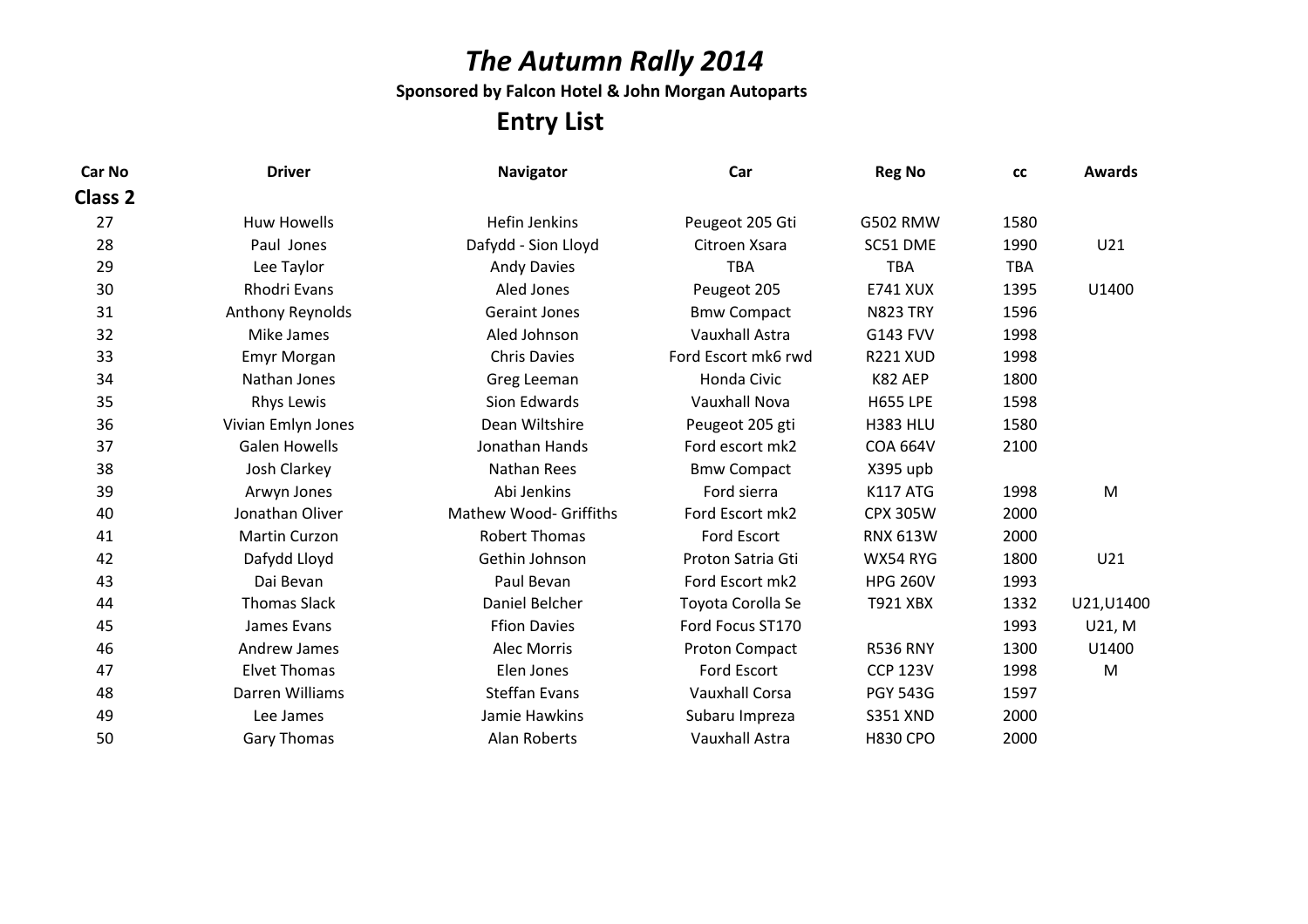# *The Autumn Rally 2014*

**Sponsored by Falcon Hotel & John Morgan Autoparts**

## Entry List

| Car No | Driver | Navigator | Car | Reg No | cc | Awards |
|---|---|---|---|---|---|---|
| **Class 2** | | | | | | |
| 27 | Huw Howells | Hefin Jenkins | Peugeot 205 Gti | G502 RMW | 1580 | |
| 28 | Paul Jones | Dafydd - Sion Lloyd | Citroen Xsara | SC51 DME | 1990 | U21 |
| 29 | Lee Taylor | Andy Davies | TBA | TBA | TBA | |
| 30 | Rhodri Evans | Aled Jones | Peugeot 205 | E741 XUX | 1395 | U1400 |
| 31 | Anthony Reynolds | Geraint Jones | Bmw Compact | N823 TRY | 1596 | |
| 32 | Mike James | Aled Johnson | Vauxhall Astra | G143 FVV | 1998 | |
| 33 | Emyr Morgan | Chris Davies | Ford Escort mk6 rwd | R221 XUD | 1998 | |
| 34 | Nathan Jones | Greg Leeman | Honda Civic | K82 AEP | 1800 | |
| 35 | Rhys Lewis | Sion Edwards | Vauxhall Nova | H655 LPE | 1598 | |
| 36 | Vivian Emlyn Jones | Dean Wiltshire | Peugeot 205 gti | H383 HLU | 1580 | |
| 37 | Galen Howells | Jonathan Hands | Ford escort mk2 | COA 664V | 2100 | |
| 38 | Josh Clarkey | Nathan Rees | Bmw Compact | X395 upb | | |
| 39 | Arwyn Jones | Abi Jenkins | Ford sierra | K117 ATG | 1998 | M |
| 40 | Jonathan Oliver | Mathew Wood- Griffiths | Ford Escort mk2 | CPX 305W | 2000 | |
| 41 | Martin Curzon | Robert Thomas | Ford Escort | RNX 613W | 2000 | |
| 42 | Dafydd Lloyd | Gethin Johnson | Proton Satria Gti | WX54 RYG | 1800 | U21 |
| 43 | Dai Bevan | Paul Bevan | Ford Escort mk2 | HPG 260V | 1993 | |
| 44 | Thomas Slack | Daniel Belcher | Toyota Corolla Se | T921 XBX | 1332 | U21,U1400 |
| 45 | James Evans | Ffion Davies | Ford Focus ST170 | | 1993 | U21, M |
| 46 | Andrew James | Alec Morris | Proton Compact | R536 RNY | 1300 | U1400 |
| 47 | Elvet Thomas | Elen Jones | Ford Escort | CCP 123V | 1998 | M |
| 48 | Darren Williams | Steffan Evans | Vauxhall Corsa | PGY 543G | 1597 | |
| 49 | Lee James | Jamie Hawkins | Subaru Impreza | S351 XND | 2000 | |
| 50 | Gary Thomas | Alan Roberts | Vauxhall Astra | H830 CPO | 2000 | |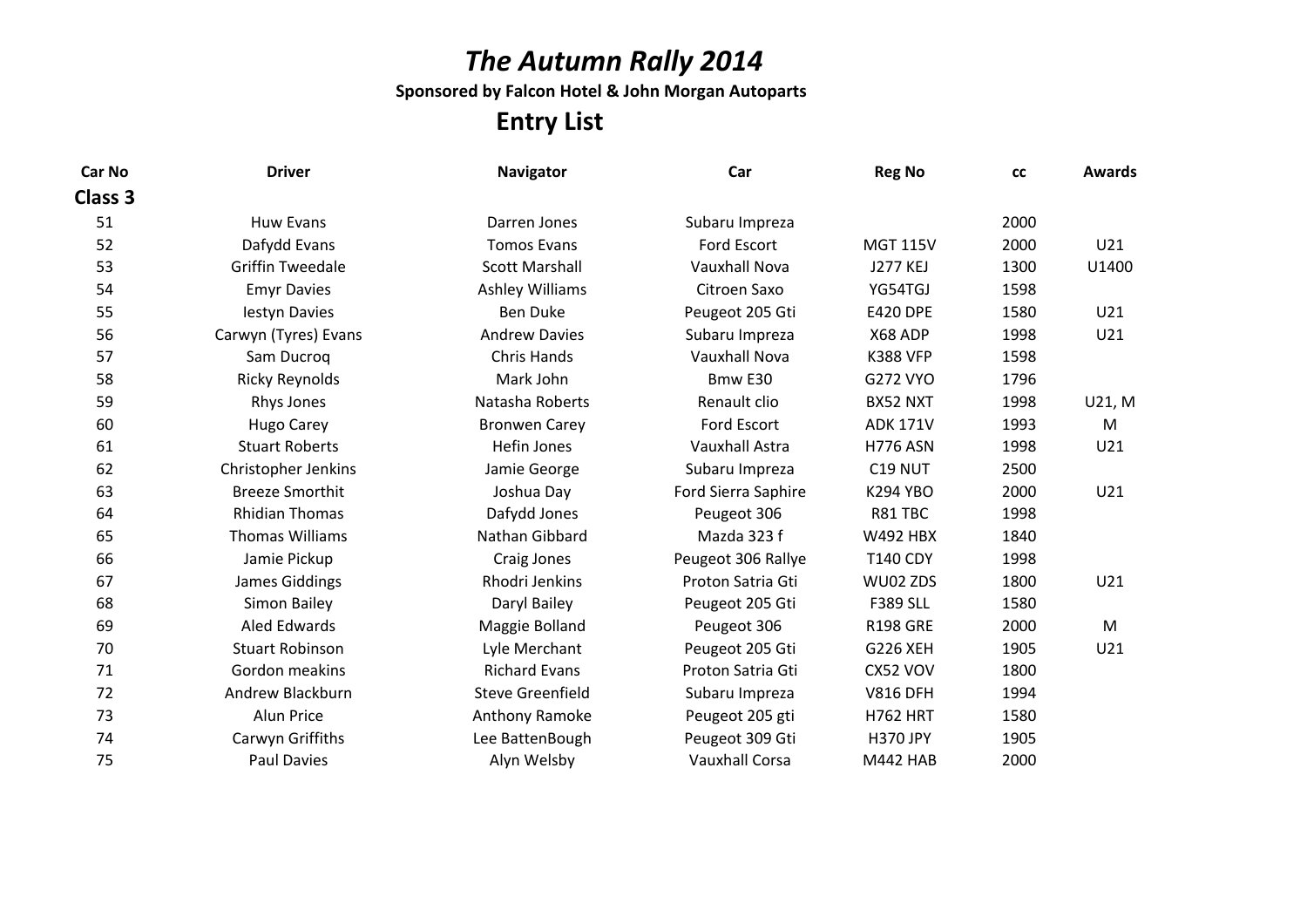# *The Autumn Rally 2014*

**Sponsored by Falcon Hotel & John Morgan Autoparts**

## Entry List

| Car No | Driver | Navigator | Car | Reg No | cc | Awards |
|---|---|---|---|---|---|---|
| **Class 3** | | | | | | |
| 51 | Huw Evans | Darren Jones | Subaru Impreza | | 2000 | |
| 52 | Dafydd Evans | Tomos Evans | Ford Escort | MGT 115V | 2000 | U21 |
| 53 | Griffin Tweedale | Scott Marshall | Vauxhall Nova | J277 KEJ | 1300 | U1400 |
| 54 | Emyr Davies | Ashley Williams | Citroen Saxo | YG54TGJ | 1598 | |
| 55 | Iestyn Davies | Ben Duke | Peugeot 205 Gti | E420 DPE | 1580 | U21 |
| 56 | Carwyn (Tyres) Evans | Andrew Davies | Subaru Impreza | X68 ADP | 1998 | U21 |
| 57 | Sam Ducroq | Chris Hands | Vauxhall Nova | K388 VFP | 1598 | |
| 58 | Ricky Reynolds | Mark John | Bmw E30 | G272 VYO | 1796 | |
| 59 | Rhys Jones | Natasha Roberts | Renault clio | BX52 NXT | 1998 | U21, M |
| 60 | Hugo Carey | Bronwen Carey | Ford Escort | ADK 171V | 1993 | M |
| 61 | Stuart Roberts | Hefin Jones | Vauxhall Astra | H776 ASN | 1998 | U21 |
| 62 | Christopher Jenkins | Jamie George | Subaru Impreza | C19 NUT | 2500 | |
| 63 | Breeze Smorthit | Joshua Day | Ford Sierra Saphire | K294 YBO | 2000 | U21 |
| 64 | Rhidian Thomas | Dafydd Jones | Peugeot 306 | R81 TBC | 1998 | |
| 65 | Thomas Williams | Nathan Gibbard | Mazda 323 f | W492 HBX | 1840 | |
| 66 | Jamie Pickup | Craig Jones | Peugeot 306 Rallye | T140 CDY | 1998 | |
| 67 | James Giddings | Rhodri Jenkins | Proton Satria Gti | WU02 ZDS | 1800 | U21 |
| 68 | Simon Bailey | Daryl Bailey | Peugeot 205 Gti | F389 SLL | 1580 | |
| 69 | Aled Edwards | Maggie Bolland | Peugeot 306 | R198 GRE | 2000 | M |
| 70 | Stuart Robinson | Lyle Merchant | Peugeot 205 Gti | G226 XEH | 1905 | U21 |
| 71 | Gordon meakins | Richard Evans | Proton Satria Gti | CX52 VOV | 1800 | |
| 72 | Andrew Blackburn | Steve Greenfield | Subaru Impreza | V816 DFH | 1994 | |
| 73 | Alun Price | Anthony Ramoke | Peugeot 205 gti | H762 HRT | 1580 | |
| 74 | Carwyn Griffiths | Lee BattenBough | Peugeot 309 Gti | H370 JPY | 1905 | |
| 75 | Paul Davies | Alyn Welsby | Vauxhall Corsa | M442 HAB | 2000 | |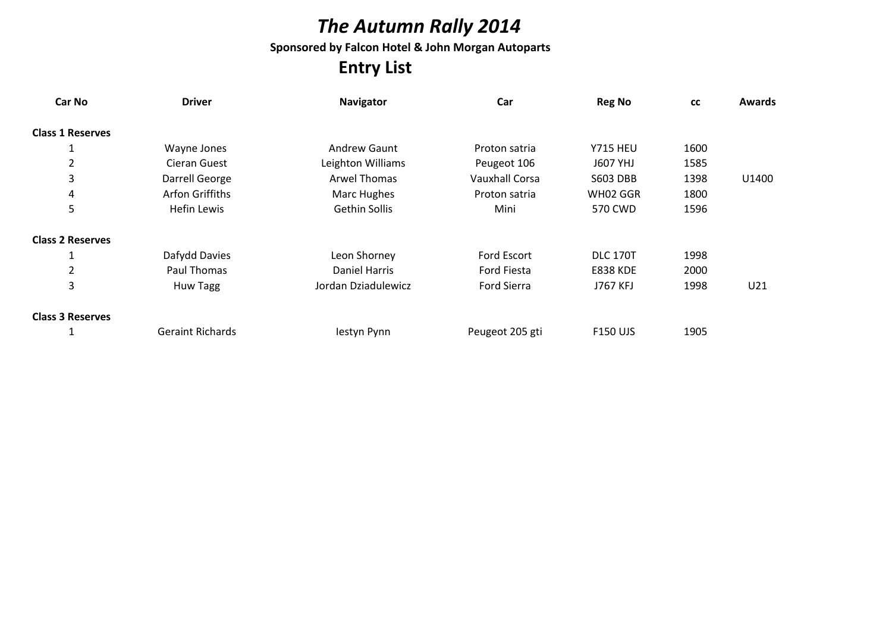# *The Autumn Rally 2014*

**Sponsored by Falcon Hotel & John Morgan Autoparts**

## Entry List

| Car No | Driver | Navigator | Car | Reg No | cc | Awards |
|---|---|---|---|---|---|---|
| **Class 1 Reserves** | | | | | | |
| 1 | Wayne Jones | Andrew Gaunt | Proton satria | Y715 HEU | 1600 | |
| 2 | Cieran Guest | Leighton Williams | Peugeot 106 | J607 YHJ | 1585 | |
| 3 | Darrell George | Arwel Thomas | Vauxhall Corsa | S603 DBB | 1398 | U1400 |
| 4 | Arfon Griffiths | Marc Hughes | Proton satria | WH02 GGR | 1800 | |
| 5 | Hefin Lewis | Gethin Sollis | Mini | 570 CWD | 1596 | |
| **Class 2 Reserves** | | | | | | |
| 1 | Dafydd Davies | Leon Shorney | Ford Escort | DLC 170T | 1998 | |
| 2 | Paul Thomas | Daniel Harris | Ford Fiesta | E838 KDE | 2000 | |
| 3 | Huw Tagg | Jordan Dziadulewicz | Ford Sierra | J767 KFJ | 1998 | U21 |
| **Class 3 Reserves** | | | | | | |
| 1 | Geraint Richards | Iestyn Pynn | Peugeot 205 gti | F150 UJS | 1905 | |